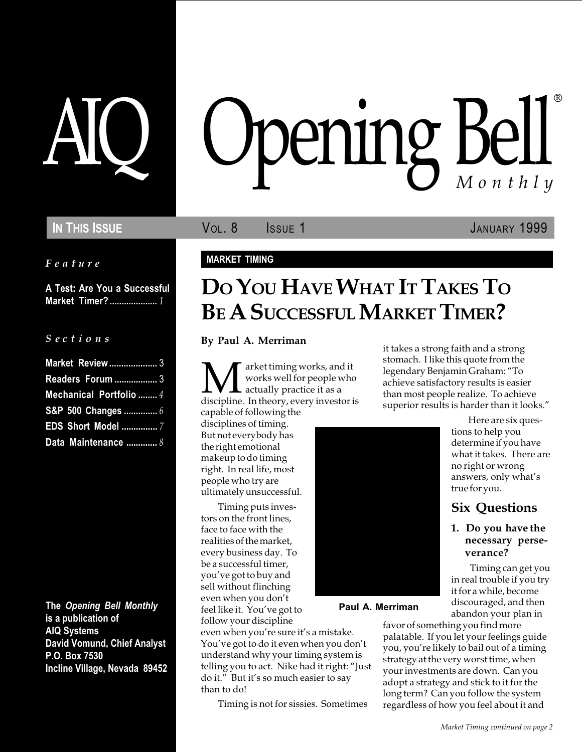# AIQ Opening Bell® Monthly

**IN THIS ISSUE** — VOL. 8 — ISSUE 1 — JANUARY 1999

*Feature*

**A Test: Are You a Successful Market Timer?** .................... *1*

*Sections*

**Market Review** .................... 3
**Readers Forum** .................. 3
**Mechanical Portfolio** ........ *4*
**S&P 500 Changes** .............. *6*
**EDS Short Model** ............... *7*
**Data Maintenance** ............. *8*

**The *Opening Bell Monthly* is a publication of AIQ Systems**
**David Vomund, Chief Analyst**
**P.O. Box 7530**
**Incline Village, Nevada 89452**

**MARKET TIMING**

# DO YOU HAVE WHAT IT TAKES TO BE A SUCCESSFUL MARKET TIMER?

**By Paul A. Merriman**

Market timing works, and it works well for people who actually practice it as a discipline. In theory, every investor is capable of following the disciplines of timing. But not everybody has the right emotional makeup to do timing right. In real life, most people who try are ultimately unsuccessful.

Timing puts investors on the front lines, face to face with the realities of the market, every business day. To be a successful timer, you've got to buy and sell without flinching even when you don't feel like it. You've got to follow your discipline even when you're sure it's a mistake. You've got to do it even when you don't understand why your timing system is telling you to act. Nike had it right: "Just do it." But it's so much easier to say than to do!

Timing is not for sissies. Sometimes it takes a strong faith and a strong stomach. I like this quote from the legendary Benjamin Graham: "To achieve satisfactory results is easier than most people realize. To achieve superior results is harder than it looks."

**Paul A. Merriman**

Here are six questions to help you determine if you have what it takes. There are no right or wrong answers, only what's true for you.

## Six Questions

### 1. Do you have the necessary perseverance?

Timing can get you in real trouble if you try it for a while, become discouraged, and then abandon your plan in favor of something you find more palatable. If you let your feelings guide you, you're likely to bail out of a timing strategy at the very worst time, when your investments are down. Can you adopt a strategy and stick to it for the long term? Can you follow the system regardless of how you feel about it and

*Market Timing continued on page 2*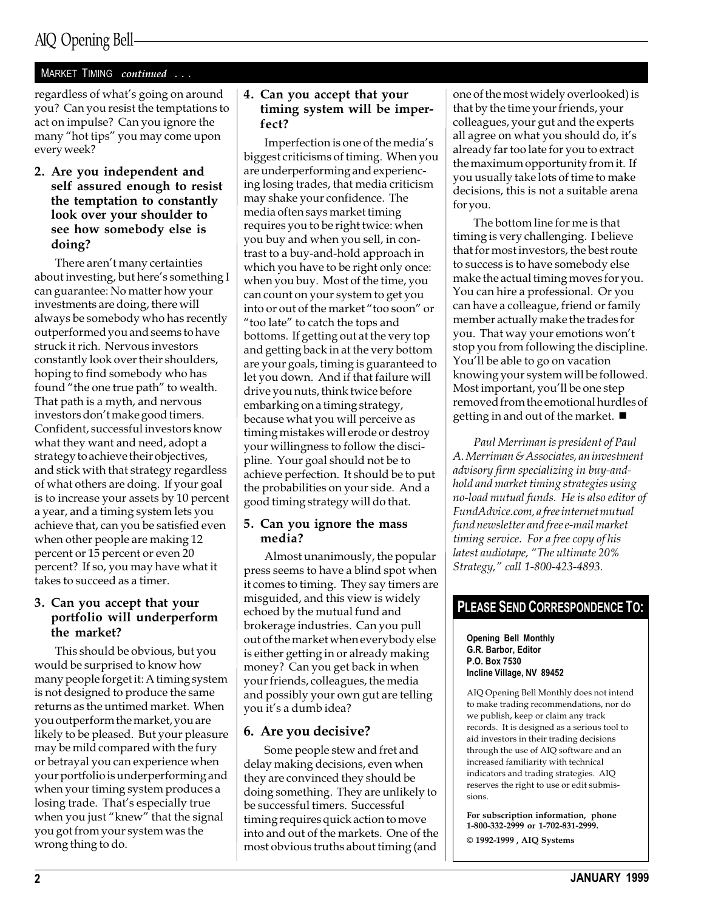MARKET TIMING *continued . . .*

regardless of what's going on around you? Can you resist the temptations to act on impulse? Can you ignore the many "hot tips" you may come upon every week?

**2. Are you independent and self assured enough to resist the temptation to constantly look over your shoulder to see how somebody else is doing?**

There aren't many certainties about investing, but here's something I can guarantee: No matter how your investments are doing, there will always be somebody who has recently outperformed you and seems to have struck it rich. Nervous investors constantly look over their shoulders, hoping to find somebody who has found "the one true path" to wealth. That path is a myth, and nervous investors don't make good timers. Confident, successful investors know what they want and need, adopt a strategy to achieve their objectives, and stick with that strategy regardless of what others are doing. If your goal is to increase your assets by 10 percent a year, and a timing system lets you achieve that, can you be satisfied even when other people are making 12 percent or 15 percent or even 20 percent? If so, you may have what it takes to succeed as a timer.

**3. Can you accept that your portfolio will underperform the market?**

This should be obvious, but you would be surprised to know how many people forget it: A timing system is not designed to produce the same returns as the untimed market. When you outperform the market, you are likely to be pleased. But your pleasure may be mild compared with the fury or betrayal you can experience when your portfolio is underperforming and when your timing system produces a losing trade. That's especially true when you just "knew" that the signal you got from your system was the wrong thing to do.

**4. Can you accept that your timing system will be imperfect?**

Imperfection is one of the media's biggest criticisms of timing. When you are underperforming and experiencing losing trades, that media criticism may shake your confidence. The media often says market timing requires you to be right twice: when you buy and when you sell, in contrast to a buy-and-hold approach in which you have to be right only once: when you buy. Most of the time, you can count on your system to get you into or out of the market "too soon" or "too late" to catch the tops and bottoms. If getting out at the very top and getting back in at the very bottom are your goals, timing is guaranteed to let you down. And if that failure will drive you nuts, think twice before embarking on a timing strategy, because what you will perceive as timing mistakes will erode or destroy your willingness to follow the discipline. Your goal should not be to achieve perfection. It should be to put the probabilities on your side. And a good timing strategy will do that.

**5. Can you ignore the mass media?**

Almost unanimously, the popular press seems to have a blind spot when it comes to timing. They say timers are misguided, and this view is widely echoed by the mutual fund and brokerage industries. Can you pull out of the market when everybody else is either getting in or already making money? Can you get back in when your friends, colleagues, the media and possibly your own gut are telling you it's a dumb idea?

**6. Are you decisive?**

Some people stew and fret and delay making decisions, even when they are convinced they should be doing something. They are unlikely to be successful timers. Successful timing requires quick action to move into and out of the markets. One of the most obvious truths about timing (and one of the most widely overlooked) is that by the time your friends, your colleagues, your gut and the experts all agree on what you should do, it's already far too late for you to extract the maximum opportunity from it. If you usually take lots of time to make decisions, this is not a suitable arena for you.

The bottom line for me is that timing is very challenging. I believe that for most investors, the best route to success is to have somebody else make the actual timing moves for you. You can hire a professional. Or you can have a colleague, friend or family member actually make the trades for you. That way your emotions won't stop you from following the discipline. You'll be able to go on vacation knowing your system will be followed. Most important, you'll be one step removed from the emotional hurdles of getting in and out of the market. ■

*Paul Merriman is president of Paul A. Merriman & Associates, an investment advisory firm specializing in buy-and-hold and market timing strategies using no-load mutual funds. He is also editor of FundAdvice.com, a free internet mutual fund newsletter and free e-mail market timing service. For a free copy of his latest audiotape, "The ultimate 20% Strategy," call 1-800-423-4893.*

**PLEASE SEND CORRESPONDENCE TO:**

**Opening Bell Monthly**
**G.R. Barbor, Editor**
**P.O. Box 7530**
**Incline Village, NV 89452**

AIQ Opening Bell Monthly does not intend to make trading recommendations, nor do we publish, keep or claim any track records. It is designed as a serious tool to aid investors in their trading decisions through the use of AIQ software and an increased familiarity with technical indicators and trading strategies. AIQ reserves the right to use or edit submissions.

**For subscription information, phone 1-800-332-2999 or 1-702-831-2999.**

**© 1992-1999 , AIQ Systems**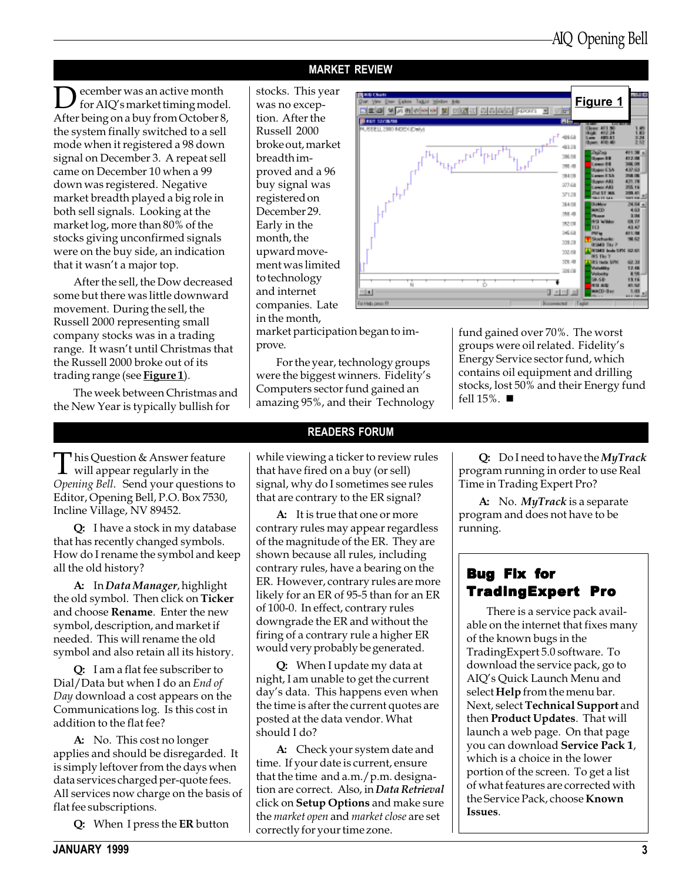## MARKET REVIEW

December was an active month for AIQ's market timing model. After being on a buy from October 8, the system finally switched to a sell mode when it registered a 98 down signal on December 3. A repeat sell came on December 10 when a 99 down was registered. Negative market breadth played a big role in both sell signals. Looking at the market log, more than 80% of the stocks giving unconfirmed signals were on the buy side, an indication that it wasn't a major top.

After the sell, the Dow decreased some but there was little downward movement. During the sell, the Russell 2000 representing small company stocks was in a trading range. It wasn't until Christmas that the Russell 2000 broke out of its trading range (see **Figure 1**).

The week between Christmas and the New Year is typically bullish for stocks. This year was no exception. After the Russell 2000 broke out, market breadth improved and a 96 buy signal was registered on December 29. Early in the month, the upward movement was limited to technology and internet companies. Late in the month, market participation began to improve.

For the year, technology groups were the biggest winners. Fidelity's Computers sector fund gained an amazing 95%, and their Technology fund gained over 70%. The worst groups were oil related. Fidelity's Energy Service sector fund, which contains oil equipment and drilling stocks, lost 50% and their Energy fund fell 15%. ■

**Figure 1**

## READERS FORUM

This Question & Answer feature will appear regularly in the *Opening Bell*. Send your questions to Editor, Opening Bell, P.O. Box 7530, Incline Village, NV 89452.

**Q:** I have a stock in my database that has recently changed symbols. How do I rename the symbol and keep all the old history?

**A:** In ***Data Manager***, highlight the old symbol. Then click on **Ticker** and choose **Rename**. Enter the new symbol, description, and market if needed. This will rename the old symbol and also retain all its history.

**Q:** I am a flat fee subscriber to Dial/Data but when I do an *End of Day* download a cost appears on the Communications log. Is this cost in addition to the flat fee?

**A:** No. This cost no longer applies and should be disregarded. It is simply leftover from the days when data services charged per-quote fees. All services now charge on the basis of flat fee subscriptions.

**Q:** When I press the **ER** button while viewing a ticker to review rules that have fired on a buy (or sell) signal, why do I sometimes see rules that are contrary to the ER signal?

**A:** It is true that one or more contrary rules may appear regardless of the magnitude of the ER. They are shown because all rules, including contrary rules, have a bearing on the ER. However, contrary rules are more likely for an ER of 95-5 than for an ER of 100-0. In effect, contrary rules downgrade the ER and without the firing of a contrary rule a higher ER would very probably be generated.

**Q:** When I update my data at night, I am unable to get the current day's data. This happens even when the time is after the current quotes are posted at the data vendor. What should I do?

**A:** Check your system date and time. If your date is current, ensure that the time and a.m./p.m. designation are correct. Also, in ***Data Retrieval*** click on **Setup Options** and make sure the *market open* and *market close* are set correctly for your time zone.

**Q:** Do I need to have the ***MyTrack*** program running in order to use Real Time in Trading Expert Pro?

**A:** No. ***MyTrack*** is a separate program and does not have to be running.

### Bug Fix for TradingExpert Pro

There is a service pack available on the internet that fixes many of the known bugs in the TradingExpert 5.0 software. To download the service pack, go to AIQ's Quick Launch Menu and select **Help** from the menu bar. Next, select **Technical Support** and then **Product Updates**. That will launch a web page. On that page you can download **Service Pack 1**, which is a choice in the lower portion of the screen. To get a list of what features are corrected with the Service Pack, choose **Known Issues**.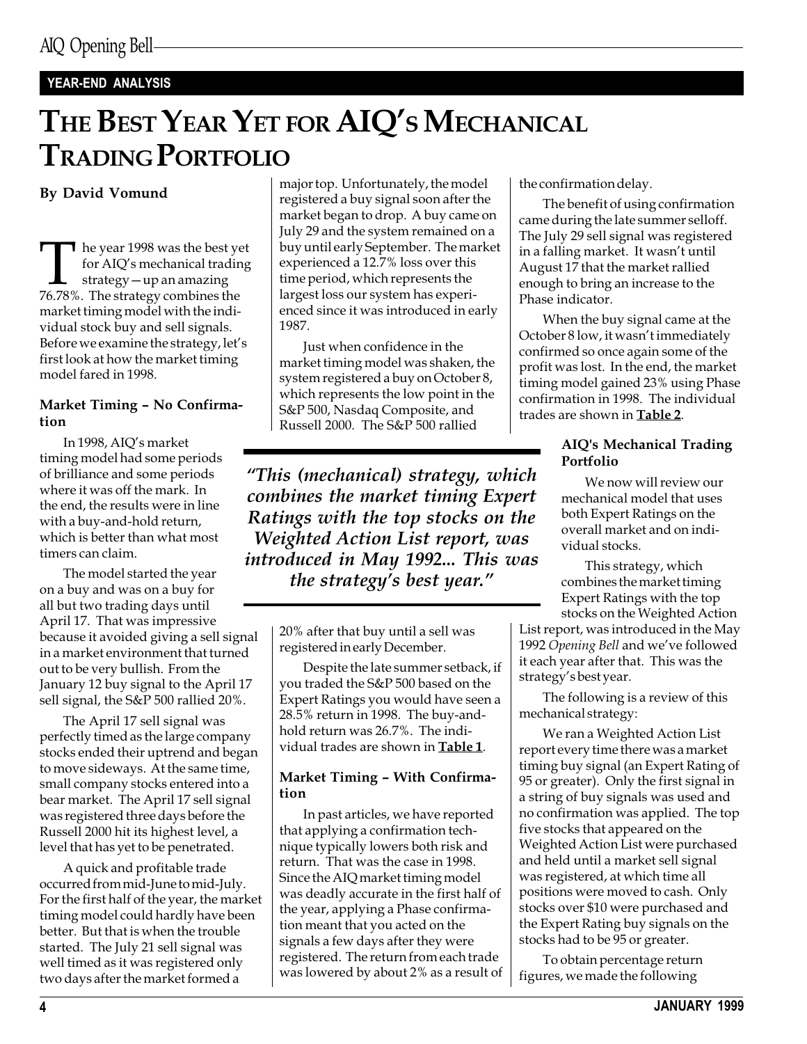YEAR-END ANALYSIS

# The Best Year Yet for AIQ's Mechanical Trading Portfolio

**By David Vomund**

The year 1998 was the best yet for AIQ's mechanical trading strategy — up an amazing 76.78%. The strategy combines the market timing model with the individual stock buy and sell signals. Before we examine the strategy, let's first look at how the market timing model fared in 1998.

### Market Timing – No Confirmation

In 1998, AIQ's market timing model had some periods of brilliance and some periods where it was off the mark. In the end, the results were in line with a buy-and-hold return, which is better than what most timers can claim.

The model started the year on a buy and was on a buy for all but two trading days until April 17. That was impressive because it avoided giving a sell signal in a market environment that turned out to be very bullish. From the January 12 buy signal to the April 17 sell signal, the S&P 500 rallied 20%.

The April 17 sell signal was perfectly timed as the large company stocks ended their uptrend and began to move sideways. At the same time, small company stocks entered into a bear market. The April 17 sell signal was registered three days before the Russell 2000 hit its highest level, a level that has yet to be penetrated.

A quick and profitable trade occurred from mid-June to mid-July. For the first half of the year, the market timing model could hardly have been better. But that is when the trouble started. The July 21 sell signal was well timed as it was registered only two days after the market formed a major top. Unfortunately, the model registered a buy signal soon after the market began to drop. A buy came on July 29 and the system remained on a buy until early September. The market experienced a 12.7% loss over this time period, which represents the largest loss our system has experienced since it was introduced in early 1987.

Just when confidence in the market timing model was shaken, the system registered a buy on October 8, which represents the low point in the S&P 500, Nasdaq Composite, and Russell 2000. The S&P 500 rallied 20% after that buy until a sell was registered in early December.

> *"This (mechanical) strategy, which combines the market timing Expert Ratings with the top stocks on the Weighted Action List report, was introduced in May 1992... This was the strategy's best year."*

Despite the late summer setback, if you traded the S&P 500 based on the Expert Ratings you would have seen a 28.5% return in 1998. The buy-and-hold return was 26.7%. The individual trades are shown in **Table 1**.

### Market Timing – With Confirmation

In past articles, we have reported that applying a confirmation technique typically lowers both risk and return. That was the case in 1998. Since the AIQ market timing model was deadly accurate in the first half of the year, applying a Phase confirmation meant that you acted on the signals a few days after they were registered. The return from each trade was lowered by about 2% as a result of the confirmation delay.

The benefit of using confirmation came during the late summer selloff. The July 29 sell signal was registered in a falling market. It wasn't until August 17 that the market rallied enough to bring an increase to the Phase indicator.

When the buy signal came at the October 8 low, it wasn't immediately confirmed so once again some of the profit was lost. In the end, the market timing model gained 23% using Phase confirmation in 1998. The individual trades are shown in **Table 2**.

### AIQ's Mechanical Trading Portfolio

We now will review our mechanical model that uses both Expert Ratings on the overall market and on individual stocks.

This strategy, which combines the market timing Expert Ratings with the top stocks on the Weighted Action List report, was introduced in the May 1992 *Opening Bell* and we've followed it each year after that. This was the strategy's best year.

The following is a review of this mechanical strategy:

We ran a Weighted Action List report every time there was a market timing buy signal (an Expert Rating of 95 or greater). Only the first signal in a string of buy signals was used and no confirmation was applied. The top five stocks that appeared on the Weighted Action List were purchased and held until a market sell signal was registered, at which time all positions were moved to cash. Only stocks over $10 were purchased and the Expert Rating buy signals on the stocks had to be 95 or greater.

To obtain percentage return figures, we made the following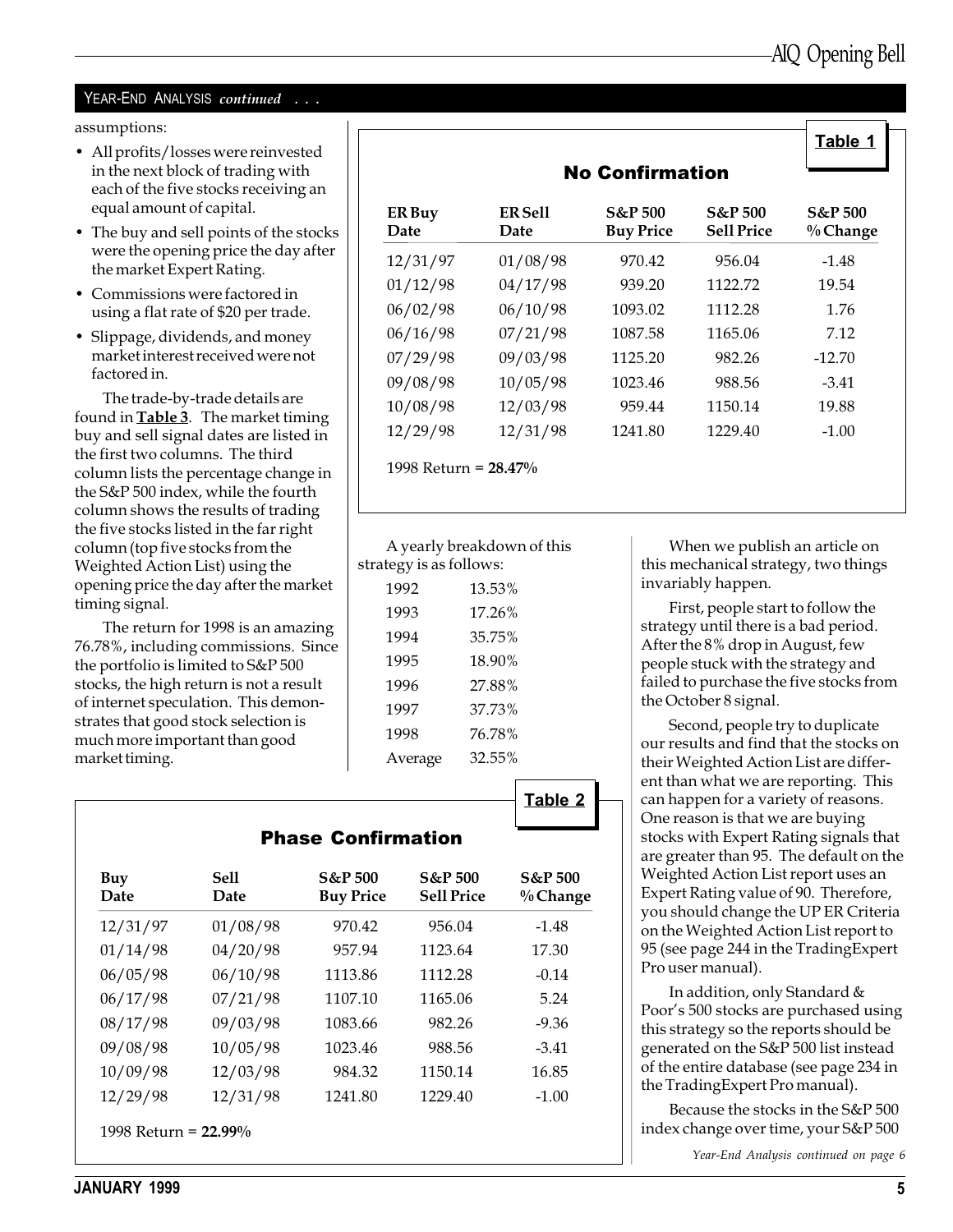YEAR-END ANALYSIS *continued* . . .

assumptions:

- All profits/losses were reinvested in the next block of trading with each of the five stocks receiving an equal amount of capital.
- The buy and sell points of the stocks were the opening price the day after the market Expert Rating.
- Commissions were factored in using a flat rate of $20 per trade.
- Slippage, dividends, and money market interest received were not factored in.

The trade-by-trade details are found in **Table 3**. The market timing buy and sell signal dates are listed in the first two columns. The third column lists the percentage change in the S&P 500 index, while the fourth column shows the results of trading the five stocks listed in the far right column (top five stocks from the Weighted Action List) using the opening price the day after the market timing signal.

The return for 1998 is an amazing 76.78%, including commissions. Since the portfolio is limited to S&P 500 stocks, the high return is not a result of internet speculation. This demonstrates that good stock selection is much more important than good market timing.

**Table 1**

### No Confirmation

| ER Buy Date | ER Sell Date | S&P 500 Buy Price | S&P 500 Sell Price | S&P 500 % Change |
|---|---|---|---|---|
| 12/31/97 | 01/08/98 | 970.42 | 956.04 | -1.48 |
| 01/12/98 | 04/17/98 | 939.20 | 1122.72 | 19.54 |
| 06/02/98 | 06/10/98 | 1093.02 | 1112.28 | 1.76 |
| 06/16/98 | 07/21/98 | 1087.58 | 1165.06 | 7.12 |
| 07/29/98 | 09/03/98 | 1125.20 | 982.26 | -12.70 |
| 09/08/98 | 10/05/98 | 1023.46 | 988.56 | -3.41 |
| 10/08/98 | 12/03/98 | 959.44 | 1150.14 | 19.88 |
| 12/29/98 | 12/31/98 | 1241.80 | 1229.40 | -1.00 |

1998 Return = **28.47%**

A yearly breakdown of this strategy is as follows:

| | |
|---|---|
| 1992 | 13.53% |
| 1993 | 17.26% |
| 1994 | 35.75% |
| 1995 | 18.90% |
| 1996 | 27.88% |
| 1997 | 37.73% |
| 1998 | 76.78% |
| Average | 32.55% |

**Table 2**

### Phase Confirmation

| Buy Date | Sell Date | S&P 500 Buy Price | S&P 500 Sell Price | S&P 500 % Change |
|---|---|---|---|---|
| 12/31/97 | 01/08/98 | 970.42 | 956.04 | -1.48 |
| 01/14/98 | 04/20/98 | 957.94 | 1123.64 | 17.30 |
| 06/05/98 | 06/10/98 | 1113.86 | 1112.28 | -0.14 |
| 06/17/98 | 07/21/98 | 1107.10 | 1165.06 | 5.24 |
| 08/17/98 | 09/03/98 | 1083.66 | 982.26 | -9.36 |
| 09/08/98 | 10/05/98 | 1023.46 | 988.56 | -3.41 |
| 10/09/98 | 12/03/98 | 984.32 | 1150.14 | 16.85 |
| 12/29/98 | 12/31/98 | 1241.80 | 1229.40 | -1.00 |

1998 Return = **22.99%**

When we publish an article on this mechanical strategy, two things invariably happen.

First, people start to follow the strategy until there is a bad period. After the 8% drop in August, few people stuck with the strategy and failed to purchase the five stocks from the October 8 signal.

Second, people try to duplicate our results and find that the stocks on their Weighted Action List are different than what we are reporting. This can happen for a variety of reasons. One reason is that we are buying stocks with Expert Rating signals that are greater than 95. The default on the Weighted Action List report uses an Expert Rating value of 90. Therefore, you should change the UP ER Criteria on the Weighted Action List report to 95 (see page 244 in the TradingExpert Pro user manual).

In addition, only Standard & Poor's 500 stocks are purchased using this strategy so the reports should be generated on the S&P 500 list instead of the entire database (see page 234 in the TradingExpert Pro manual).

Because the stocks in the S&P 500 index change over time, your S&P 500

*Year-End Analysis continued on page 6*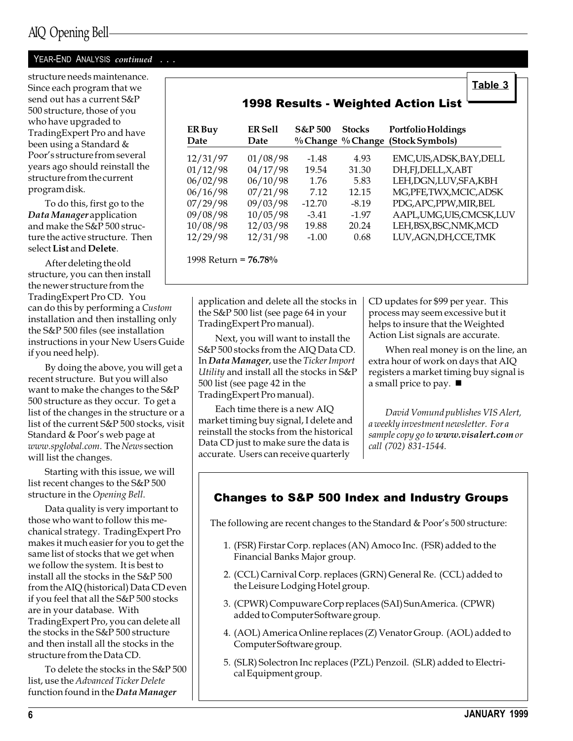YEAR-END ANALYSIS *continued* . . .

structure needs maintenance. Since each program that we send out has a current S&P 500 structure, those of you who have upgraded to TradingExpert Pro and have been using a Standard & Poor's structure from several years ago should reinstall the structure from the current program disk.

To do this, first go to the ***Data Manager*** application and make the S&P 500 structure the active structure. Then select **List** and **Delete**.

After deleting the old structure, you can then install the newer structure from the TradingExpert Pro CD. You can do this by performing a *Custom* installation and then installing only the S&P 500 files (see installation instructions in your New Users Guide if you need help).

By doing the above, you will get a recent structure. But you will also want to make the changes to the S&P 500 structure as they occur. To get a list of the changes in the structure or a list of the current S&P 500 stocks, visit Standard & Poor's web page at *www.spglobal.com*. The *News* section will list the changes.

Starting with this issue, we will list recent changes to the S&P 500 structure in the *Opening Bell*.

Data quality is very important to those who want to follow this mechanical strategy. TradingExpert Pro makes it much easier for you to get the same list of stocks that we get when we follow the system. It is best to install all the stocks in the S&P 500 from the AIQ (historical) Data CD even if you feel that all the S&P 500 stocks are in your database. With TradingExpert Pro, you can delete all the stocks in the S&P 500 structure and then install all the stocks in the structure from the Data CD.

To delete the stocks in the S&P 500 list, use the *Advanced Ticker Delete* function found in the ***Data Manager*** application and delete all the stocks in the S&P 500 list (see page 64 in your TradingExpert Pro manual).

Next, you will want to install the S&P 500 stocks from the AIQ Data CD. In ***Data Manager***, use the *Ticker Import Utility* and install all the stocks in S&P 500 list (see page 42 in the TradingExpert Pro manual).

Each time there is a new AIQ market timing buy signal, I delete and reinstall the stocks from the historical Data CD just to make sure the data is accurate. Users can receive quarterly CD updates for $99 per year. This process may seem excessive but it helps to insure that the Weighted Action List signals are accurate.

When real money is on the line, an extra hour of work on days that AIQ registers a market timing buy signal is a small price to pay. ■

*David Vomund publishes VIS Alert, a weekly investment newsletter. For a sample copy go to **www.visalert.com** or call (702) 831-1544.*

**Table 3**

### 1998 Results - Weighted Action List

| ER Buy Date | ER Sell Date | S&P 500 % Change | Stocks % Change | Portfolio Holdings (Stock Symbols) |
|---|---|---|---|---|
| 12/31/97 | 01/08/98 | -1.48 | 4.93 | EMC,UIS,ADSK,BAY,DELL |
| 01/12/98 | 04/17/98 | 19.54 | 31.30 | DH,FJ,DELL,X,ABT |
| 06/02/98 | 06/10/98 | 1.76 | 5.83 | LEH,DGN,LUV,SFA,KBH |
| 06/16/98 | 07/21/98 | 7.12 | 12.15 | MG,PFE,TWX,MCIC,ADSK |
| 07/29/98 | 09/03/98 | -12.70 | -8.19 | PDG,APC,PPW,MIR,BEL |
| 09/08/98 | 10/05/98 | -3.41 | -1.97 | AAPL,UMG,UIS,CMCSK,LUV |
| 10/08/98 | 12/03/98 | 19.88 | 20.24 | LEH,BSX,BSC,NMK,MCD |
| 12/29/98 | 12/31/98 | -1.00 | 0.68 | LUV,AGN,DH,CCE,TMK |

1998 Return = **76.78%**

### Changes to S&P 500 Index and Industry Groups

The following are recent changes to the Standard & Poor's 500 structure:

1. (FSR) Firstar Corp. replaces (AN) Amoco Inc. (FSR) added to the Financial Banks Major group.
2. (CCL) Carnival Corp. replaces (GRN) General Re. (CCL) added to the Leisure Lodging Hotel group.
3. (CPWR) Compuware Corp replaces (SAI) SunAmerica. (CPWR) added to Computer Software group.
4. (AOL) America Online replaces (Z) Venator Group. (AOL) added to Computer Software group.
5. (SLR) Solectron Inc replaces (PZL) Penzoil. (SLR) added to Electrical Equipment group.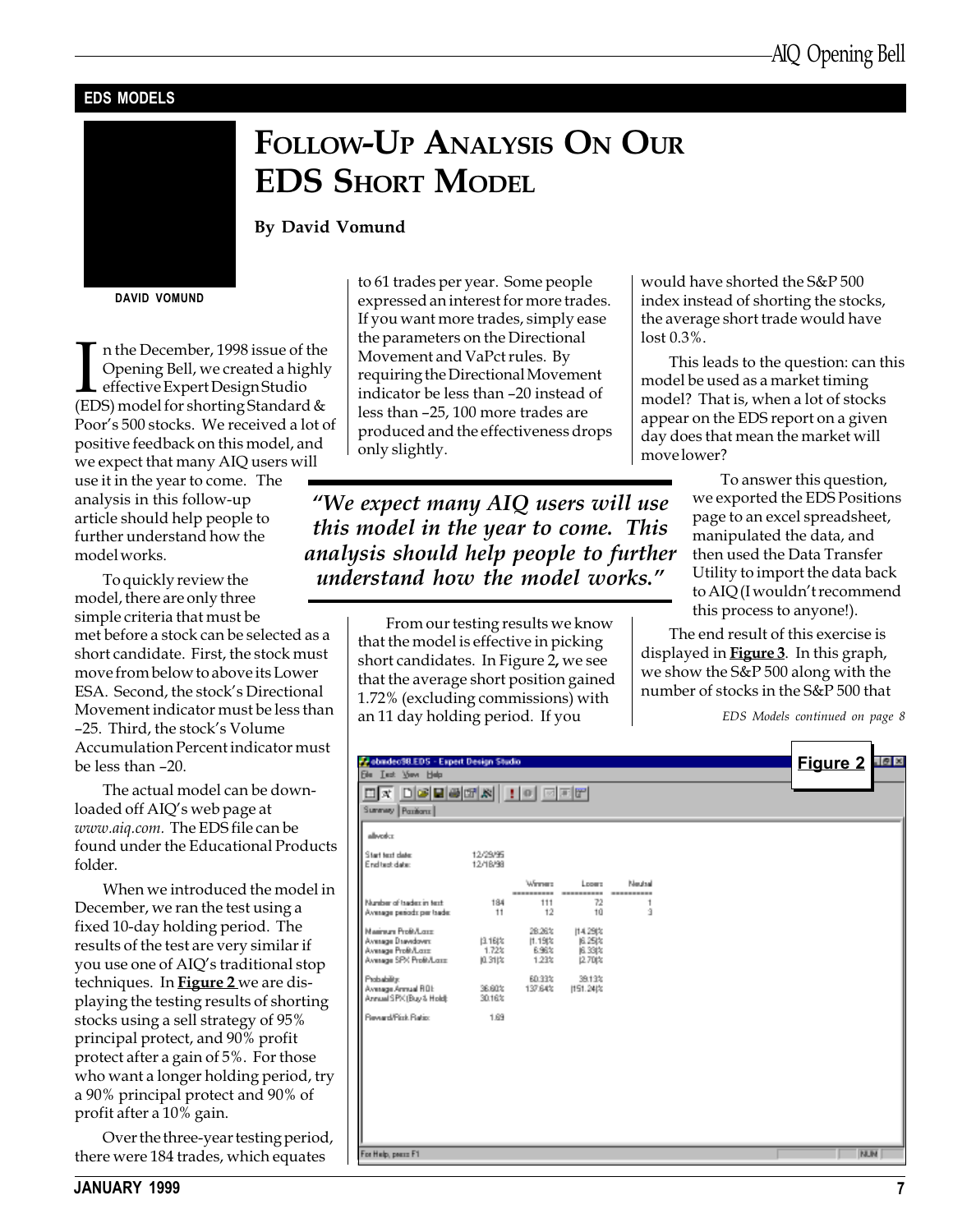EDS MODELS

# FOLLOW-UP ANALYSIS ON OUR EDS SHORT MODEL

**By David Vomund**

DAVID VOMUND

In the December, 1998 issue of the Opening Bell, we created a highly effective Expert Design Studio (EDS) model for shorting Standard & Poor's 500 stocks. We received a lot of positive feedback on this model, and we expect that many AIQ users will use it in the year to come. The analysis in this follow-up article should help people to further understand how the model works.

To quickly review the model, there are only three simple criteria that must be met before a stock can be selected as a short candidate. First, the stock must move from below to above its Lower ESA. Second, the stock's Directional Movement indicator must be less than –25. Third, the stock's Volume Accumulation Percent indicator must be less than –20.

The actual model can be downloaded off AIQ's web page at *www.aiq.com.* The EDS file can be found under the Educational Products folder.

When we introduced the model in December, we ran the test using a fixed 10-day holding period. The results of the test are very similar if you use one of AIQ's traditional stop techniques. In **Figure 2** we are displaying the testing results of shorting stocks using a sell strategy of 95% principal protect, and 90% profit protect after a gain of 5%. For those who want a longer holding period, try a 90% principal protect and 90% of profit after a 10% gain.

Over the three-year testing period, there were 184 trades, which equates to 61 trades per year. Some people expressed an interest for more trades. If you want more trades, simply ease the parameters on the Directional Movement and VaPct rules. By requiring the Directional Movement indicator be less than –20 instead of less than –25, 100 more trades are produced and the effectiveness drops only slightly.

*"We expect many AIQ users will use this model in the year to come. This analysis should help people to further understand how the model works."*

From our testing results we know that the model is effective in picking short candidates. In Figure 2, we see that the average short position gained 1.72% (excluding commissions) with an 11 day holding period. If you would have shorted the S&P 500 index instead of shorting the stocks, the average short trade would have lost 0.3%.

This leads to the question: can this model be used as a market timing model? That is, when a lot of stocks appear on the EDS report on a given day does that mean the market will move lower?

To answer this question, we exported the EDS Positions page to an excel spreadsheet, manipulated the data, and then used the Data Transfer Utility to import the data back to AIQ (I wouldn't recommend this process to anyone!).

The end result of this exercise is displayed in **Figure 3**. In this graph, we show the S&P 500 along with the number of stocks in the S&P 500 that

*EDS Models continued on page 8*

**Figure 2**

obndec98.EDS - Expert Design Studio

allvoks

| | | Winners | Losers | Neutral |
|---|---|---|---|---|
| Start test date: | 12/29/95 | | | |
| End test date: | 12/18/98 | | | |
| Number of trades in test: | 184 | 111 | 72 | 1 |
| Average periods per trade: | 11 | 12 | 10 | 3 |
| Maximum Profit/Loss: | | 28.26% | (14.29)% | |
| Average Drawdown: | (3.16)% | (1.19)% | (6.25)% | |
| Average Profit/Loss: | 1.72% | 6.96% | (6.33)% | |
| Average SPX Profit/Loss: | (0.31)% | 1.23% | (2.70)% | |
| Probability: | | 60.33% | 39.13% | |
| Average Annual ROI: | 36.60% | 137.64% | (151.24)% | |
| Annual SPX (Buy & Hold): | 30.16% | | | |
| Reward/Risk Ratio: | 1.69 | | | |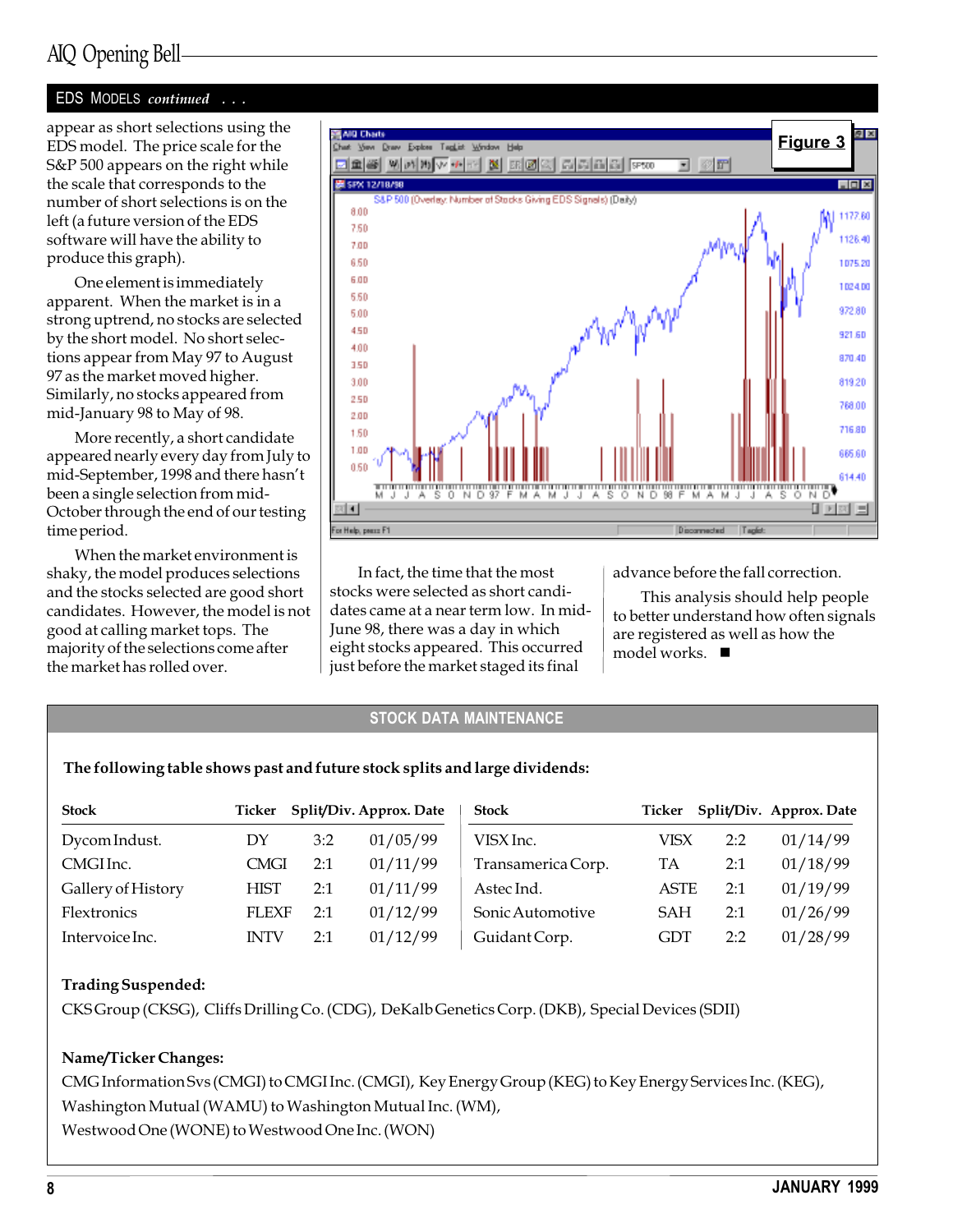## EDS MODELS *continued . . .*

appear as short selections using the EDS model. The price scale for the S&P 500 appears on the right while the scale that corresponds to the number of short selections is on the left (a future version of the EDS software will have the ability to produce this graph).

One element is immediately apparent. When the market is in a strong uptrend, no stocks are selected by the short model. No short selections appear from May 97 to August 97 as the market moved higher. Similarly, no stocks appeared from mid-January 98 to May of 98.

More recently, a short candidate appeared nearly every day from July to mid-September, 1998 and there hasn't been a single selection from mid-October through the end of our testing time period.

When the market environment is shaky, the model produces selections and the stocks selected are good short candidates. However, the model is not good at calling market tops. The majority of the selections come after the market has rolled over.

**Figure 3**

AIQ Charts
SPX 12/18/98
S&P 500 (Overlay: Number of Stocks Giving EDS Signals) (Daily)
8.00
7.50
7.00
6.50
6.00
5.50
5.00
4.50
4.00
3.50
3.00
2.50
2.00
1.50
1.00
0.50
1177.60
1126.40
1075.20
1024.00
972.80
921.60
870.40
819.20
768.00
716.80
665.60
614.40
M J J A S O N D 97 F M A M J J A S O N D 98 F M A M J J A S O N D

In fact, the time that the most stocks were selected as short candidates came at a near term low. In mid-June 98, there was a day in which eight stocks appeared. This occurred just before the market staged its final advance before the fall correction.

This analysis should help people to better understand how often signals are registered as well as how the model works. ■

## STOCK DATA MAINTENANCE

**The following table shows past and future stock splits and large dividends:**

| Stock | Ticker | Split/Div. | Approx. Date |
|---|---|---|---|
| Dycom Indust. | DY | 3:2 | 01/05/99 |
| CMGI Inc. | CMGI | 2:1 | 01/11/99 |
| Gallery of History | HIST | 2:1 | 01/11/99 |
| Flextronics | FLEXF | 2:1 | 01/12/99 |
| Intervoice Inc. | INTV | 2:1 | 01/12/99 |
| VISX Inc. | VISX | 2:2 | 01/14/99 |
| Transamerica Corp. | TA | 2:1 | 01/18/99 |
| Astec Ind. | ASTE | 2:1 | 01/19/99 |
| Sonic Automotive | SAH | 2:1 | 01/26/99 |
| Guidant Corp. | GDT | 2:2 | 01/28/99 |

**Trading Suspended:**

CKS Group (CKSG), Cliffs Drilling Co. (CDG), DeKalb Genetics Corp. (DKB), Special Devices (SDII)

**Name/Ticker Changes:**

CMG Information Svs (CMGI) to CMGI Inc. (CMGI), Key Energy Group (KEG) to Key Energy Services Inc. (KEG), Washington Mutual (WAMU) to Washington Mutual Inc. (WM), Westwood One (WONE) to Westwood One Inc. (WON)